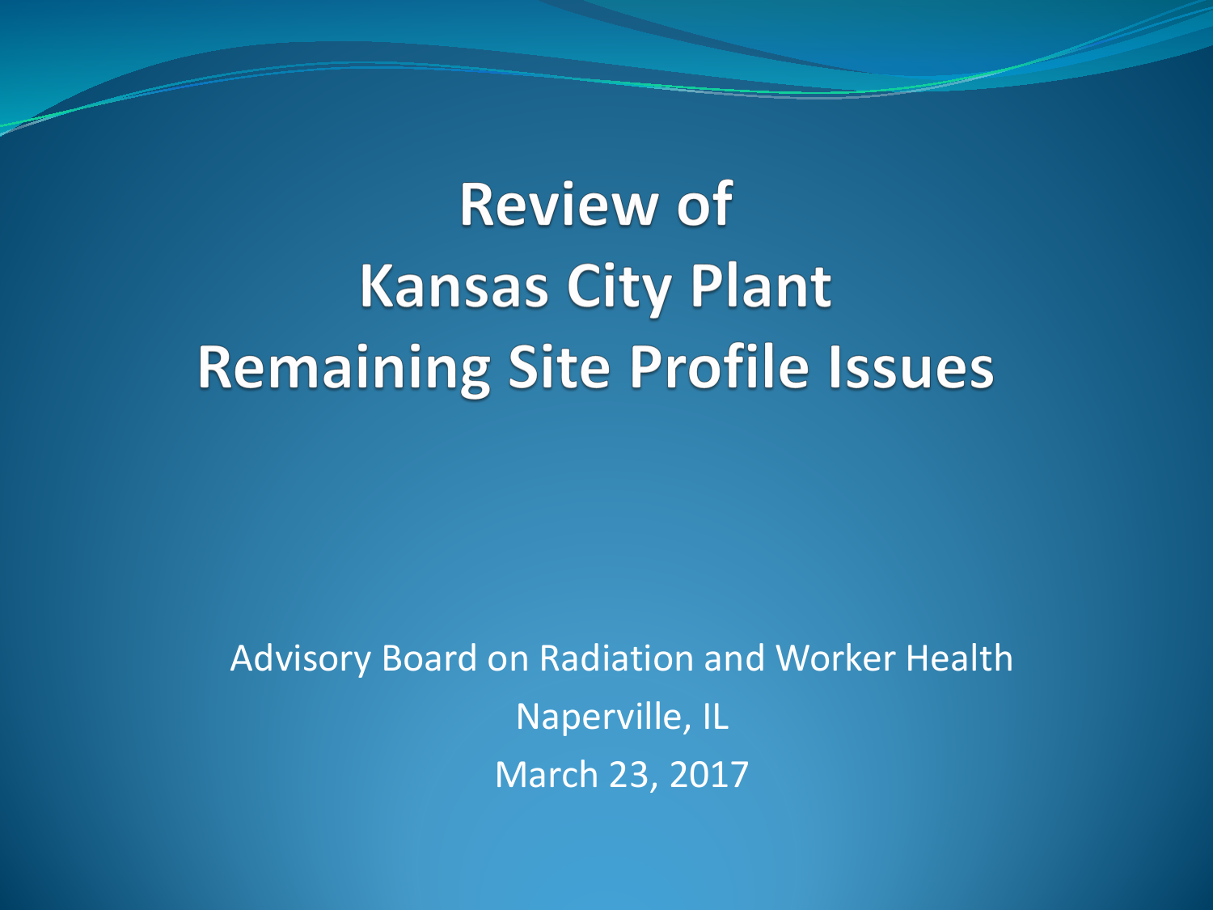# Review of Kansas City Plant Remaining Site Profile Issues

Advisory Board on Radiation and Worker Health

Naperville, IL

March 23, 2017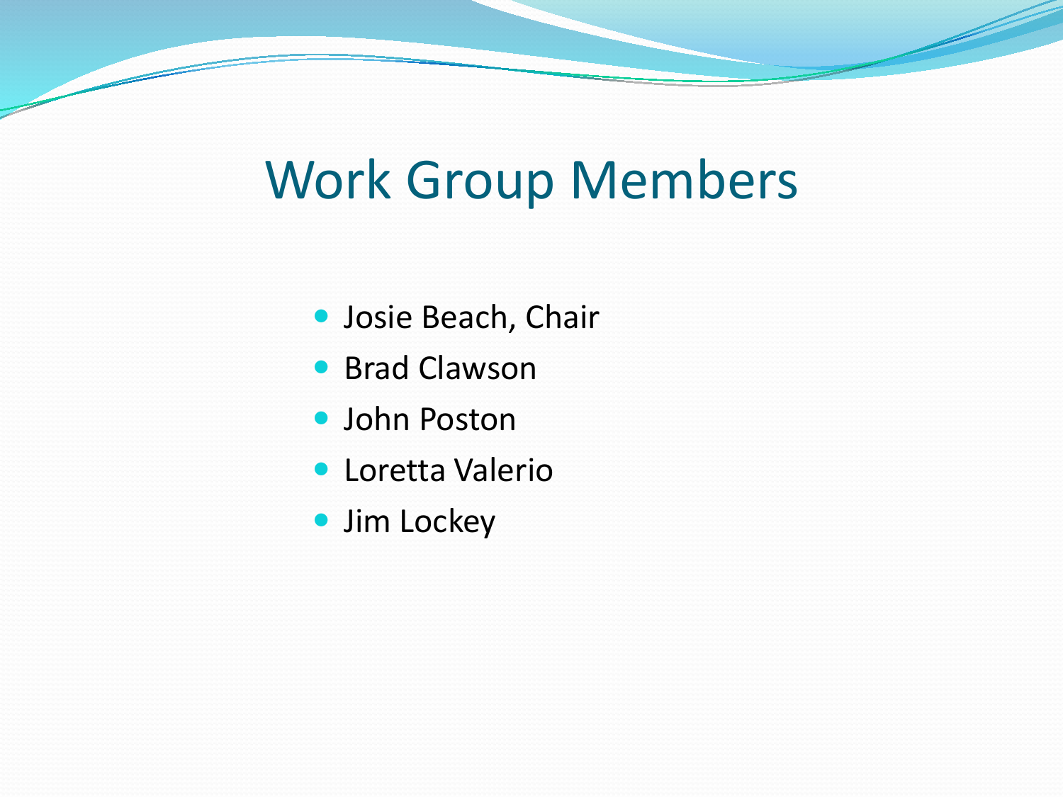# Work Group Members

- Josie Beach, Chair
- Brad Clawson
- John Poston
- Loretta Valerio
- Jim Lockey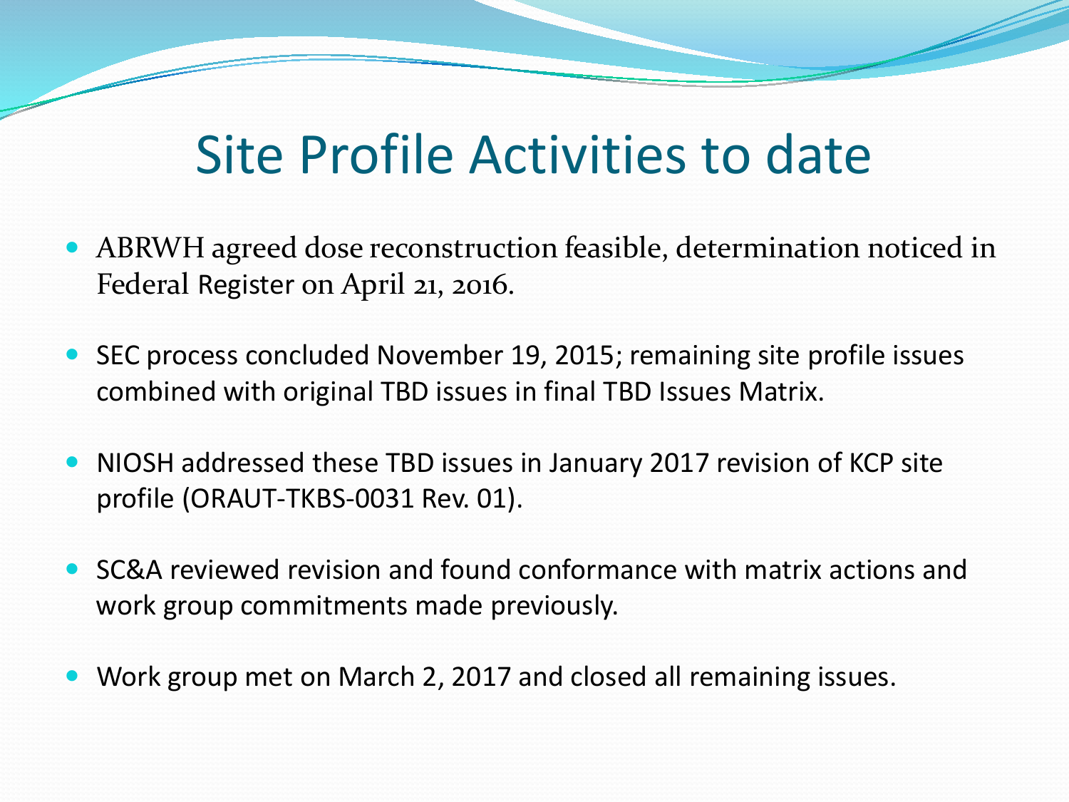# Site Profile Activities to date

- ABRWH agreed dose reconstruction feasible, determination noticed in Federal Register on April 21, 2016.
- SEC process concluded November 19, 2015; remaining site profile issues combined with original TBD issues in final TBD Issues Matrix.
- NIOSH addressed these TBD issues in January 2017 revision of KCP site profile (ORAUT-TKBS-0031 Rev. 01).
- SC&A reviewed revision and found conformance with matrix actions and work group commitments made previously.
- Work group met on March 2, 2017 and closed all remaining issues.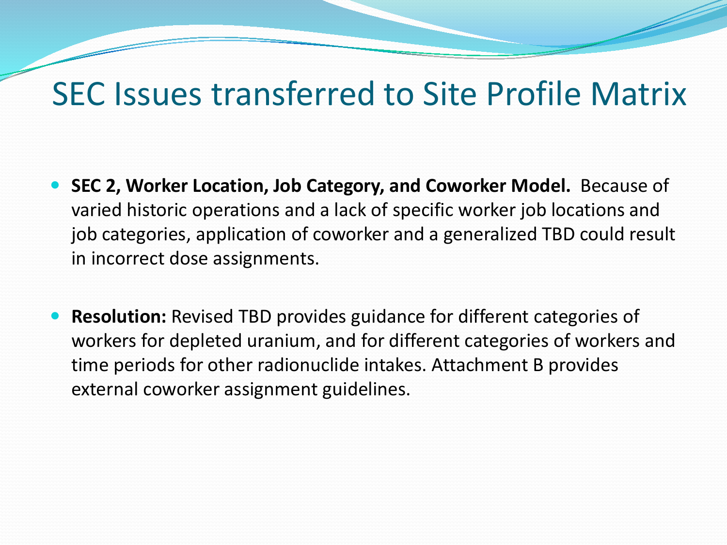# SEC Issues transferred to Site Profile Matrix

- **SEC 2, Worker Location, Job Category, and Coworker Model.** Because of varied historic operations and a lack of specific worker job locations and job categories, application of coworker and a generalized TBD could result in incorrect dose assignments.

- **Resolution:** Revised TBD provides guidance for different categories of workers for depleted uranium, and for different categories of workers and time periods for other radionuclide intakes. Attachment B provides external coworker assignment guidelines.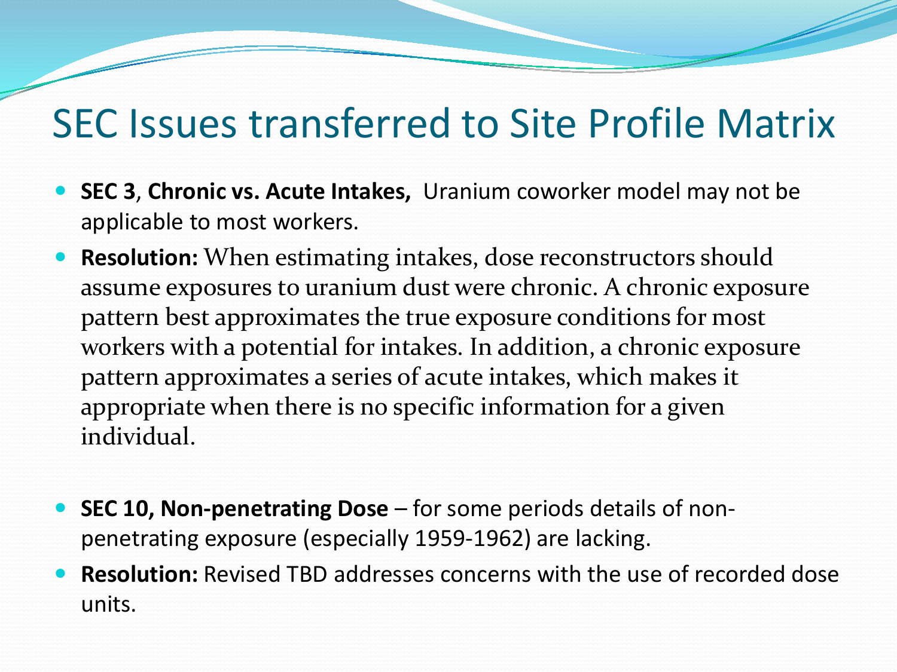# SEC Issues transferred to Site Profile Matrix

- **SEC 3**, **Chronic vs. Acute Intakes,** Uranium coworker model may not be applicable to most workers.
- **Resolution:** When estimating intakes, dose reconstructors should assume exposures to uranium dust were chronic. A chronic exposure pattern best approximates the true exposure conditions for most workers with a potential for intakes. In addition, a chronic exposure pattern approximates a series of acute intakes, which makes it appropriate when there is no specific information for a given individual.

- **SEC 10, Non-penetrating Dose** – for some periods details of non-penetrating exposure (especially 1959-1962) are lacking.
- **Resolution:** Revised TBD addresses concerns with the use of recorded dose units.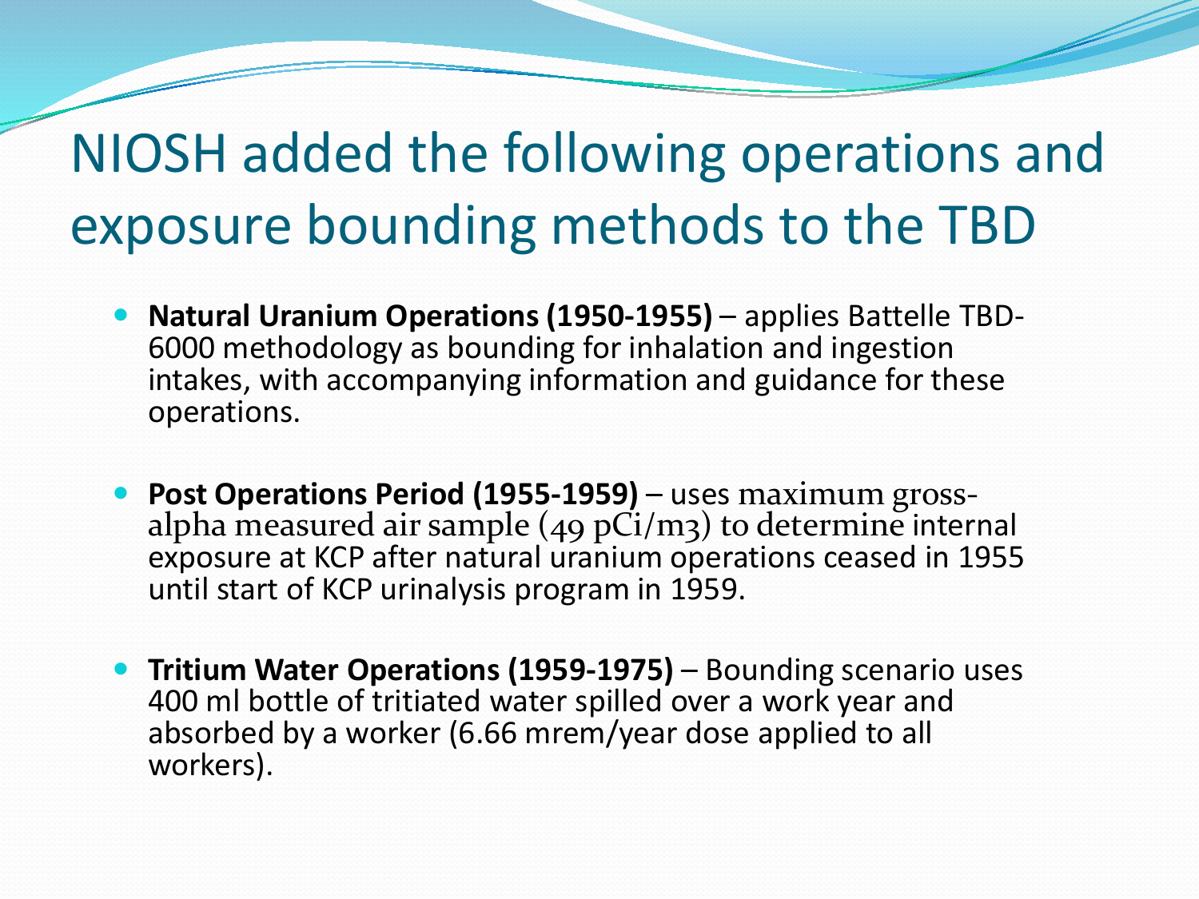# NIOSH added the following operations and exposure bounding methods to the TBD

- **Natural Uranium Operations (1950-1955)** – applies Battelle TBD-6000 methodology as bounding for inhalation and ingestion intakes, with accompanying information and guidance for these operations.
- **Post Operations Period (1955-1959)** – uses maximum gross-alpha measured air sample (49 pCi/m3) to determine internal exposure at KCP after natural uranium operations ceased in 1955 until start of KCP urinalysis program in 1959.
- **Tritium Water Operations (1959-1975)** – Bounding scenario uses 400 ml bottle of tritiated water spilled over a work year and absorbed by a worker (6.66 mrem/year dose applied to all workers).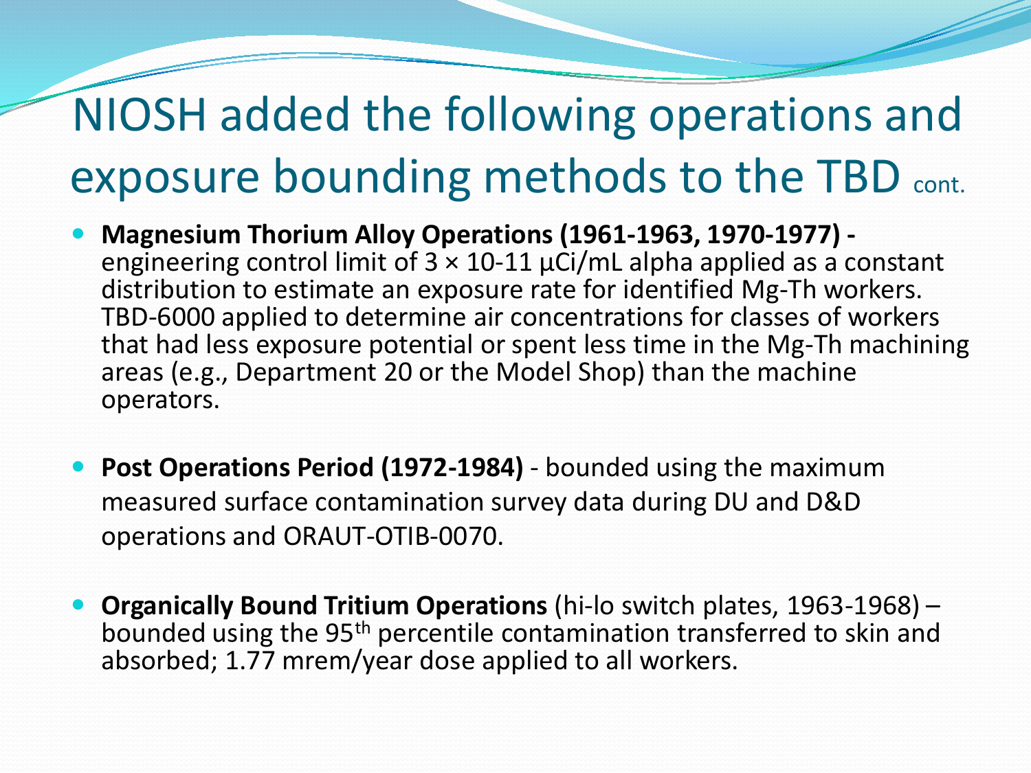# NIOSH added the following operations and exposure bounding methods to the TBD cont.

- **Magnesium Thorium Alloy Operations (1961-1963, 1970-1977) -** engineering control limit of $3 \times 10\text{-}11$ µCi/mL alpha applied as a constant distribution to estimate an exposure rate for identified Mg-Th workers. TBD-6000 applied to determine air concentrations for classes of workers that had less exposure potential or spent less time in the Mg-Th machining areas (e.g., Department 20 or the Model Shop) than the machine operators.
- **Post Operations Period (1972-1984)** - bounded using the maximum measured surface contamination survey data during DU and D&D operations and ORAUT-OTIB-0070.
- **Organically Bound Tritium Operations** (hi-lo switch plates, 1963-1968) – bounded using the $95^{th}$ percentile contamination transferred to skin and absorbed; 1.77 mrem/year dose applied to all workers.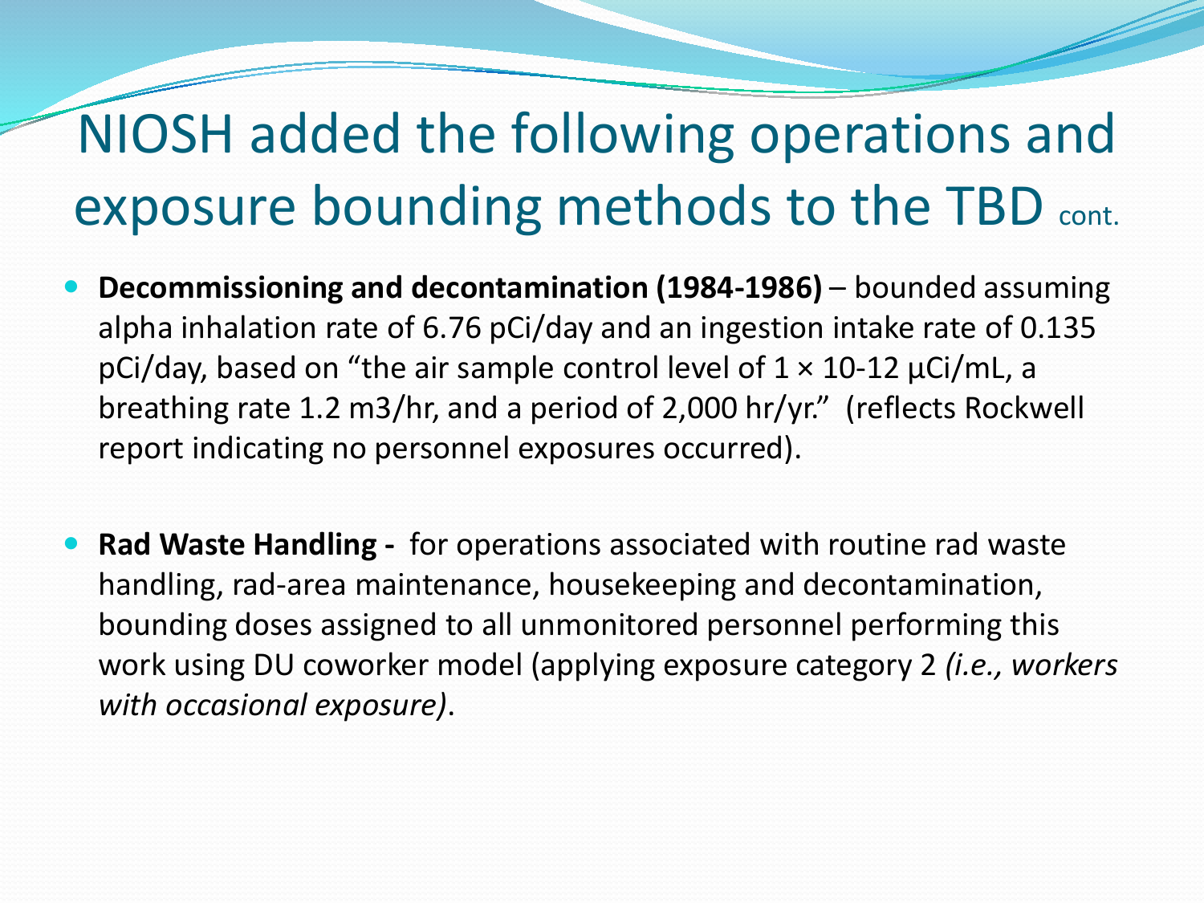# NIOSH added the following operations and exposure bounding methods to the TBD cont.

- **Decommissioning and decontamination (1984-1986)** – bounded assuming alpha inhalation rate of 6.76 pCi/day and an ingestion intake rate of 0.135 pCi/day, based on "the air sample control level of $1 \times 10^{-12}$ µCi/mL, a breathing rate 1.2 $m^3$/hr, and a period of 2,000 hr/yr." (reflects Rockwell report indicating no personnel exposures occurred).

- **Rad Waste Handling -** for operations associated with routine rad waste handling, rad-area maintenance, housekeeping and decontamination, bounding doses assigned to all unmonitored personnel performing this work using DU coworker model (applying exposure category 2 *(i.e., workers with occasional exposure)*.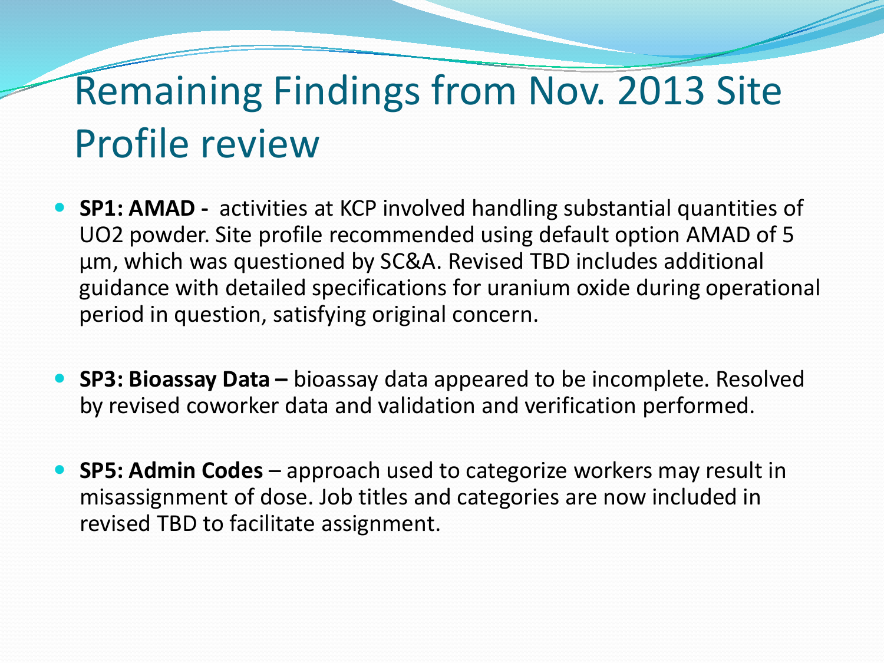# Remaining Findings from Nov. 2013 Site Profile review

- **SP1: AMAD -** activities at KCP involved handling substantial quantities of $UO_2$ powder. Site profile recommended using default option AMAD of 5 µm, which was questioned by SC&A. Revised TBD includes additional guidance with detailed specifications for uranium oxide during operational period in question, satisfying original concern.

- **SP3: Bioassay Data –** bioassay data appeared to be incomplete. Resolved by revised coworker data and validation and verification performed.

- **SP5: Admin Codes** – approach used to categorize workers may result in misassignment of dose. Job titles and categories are now included in revised TBD to facilitate assignment.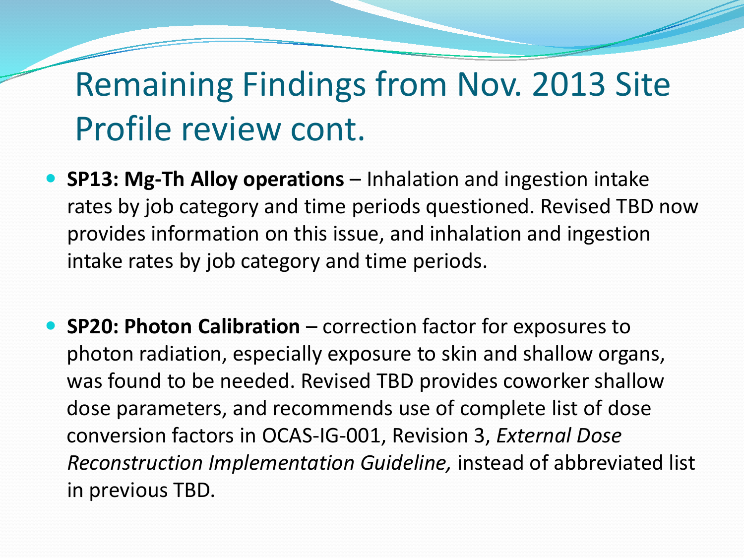# Remaining Findings from Nov. 2013 Site Profile review cont.

- **SP13: Mg-Th Alloy operations** – Inhalation and ingestion intake rates by job category and time periods questioned. Revised TBD now provides information on this issue, and inhalation and ingestion intake rates by job category and time periods.

- **SP20: Photon Calibration** – correction factor for exposures to photon radiation, especially exposure to skin and shallow organs, was found to be needed. Revised TBD provides coworker shallow dose parameters, and recommends use of complete list of dose conversion factors in OCAS-IG-001, Revision 3, *External Dose Reconstruction Implementation Guideline,* instead of abbreviated list in previous TBD.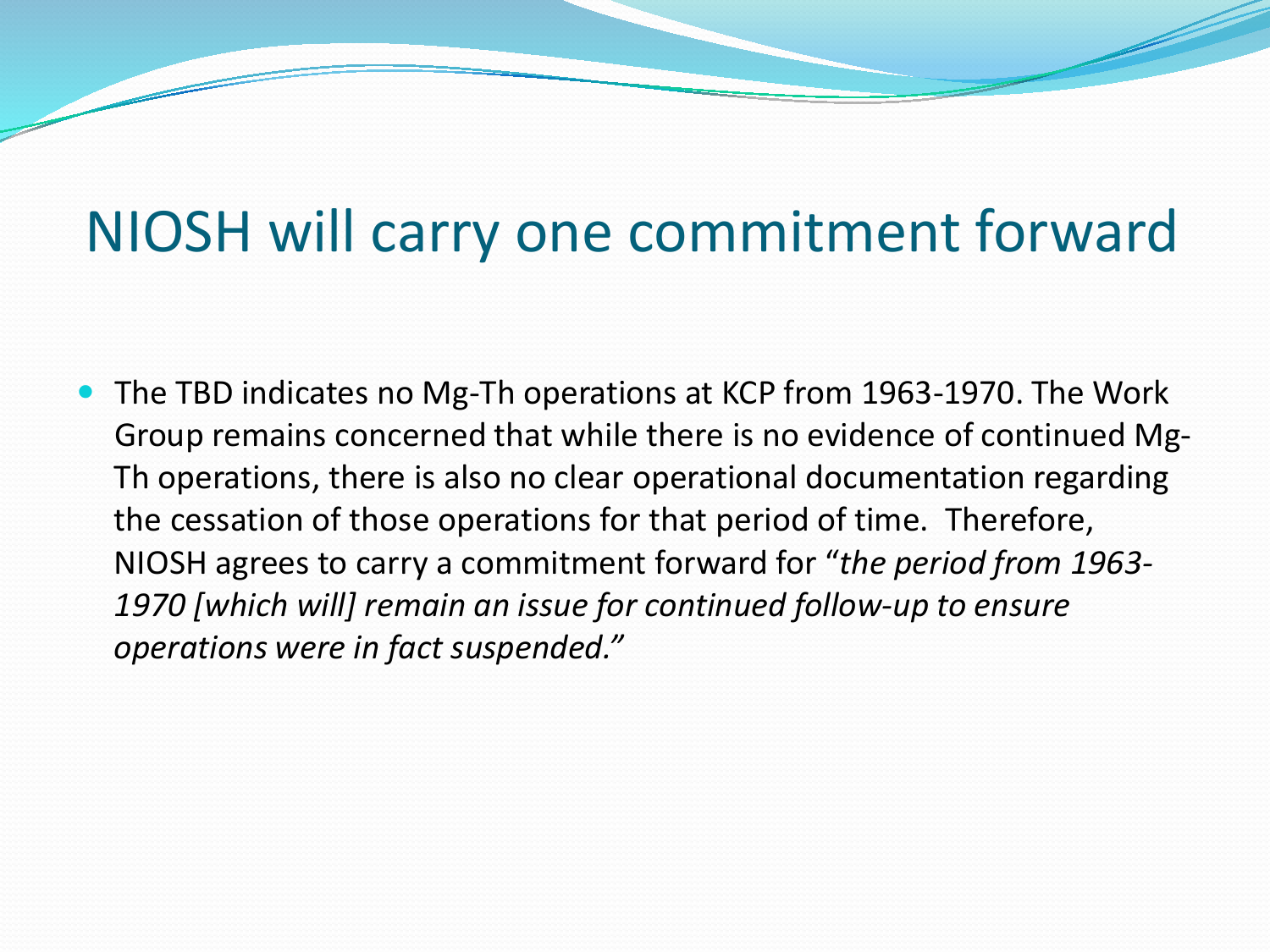# NIOSH will carry one commitment forward

- The TBD indicates no Mg-Th operations at KCP from 1963-1970. The Work Group remains concerned that while there is no evidence of continued Mg-Th operations, there is also no clear operational documentation regarding the cessation of those operations for that period of time. Therefore, NIOSH agrees to carry a commitment forward for *"the period from 1963-1970 [which will] remain an issue for continued follow-up to ensure operations were in fact suspended."*